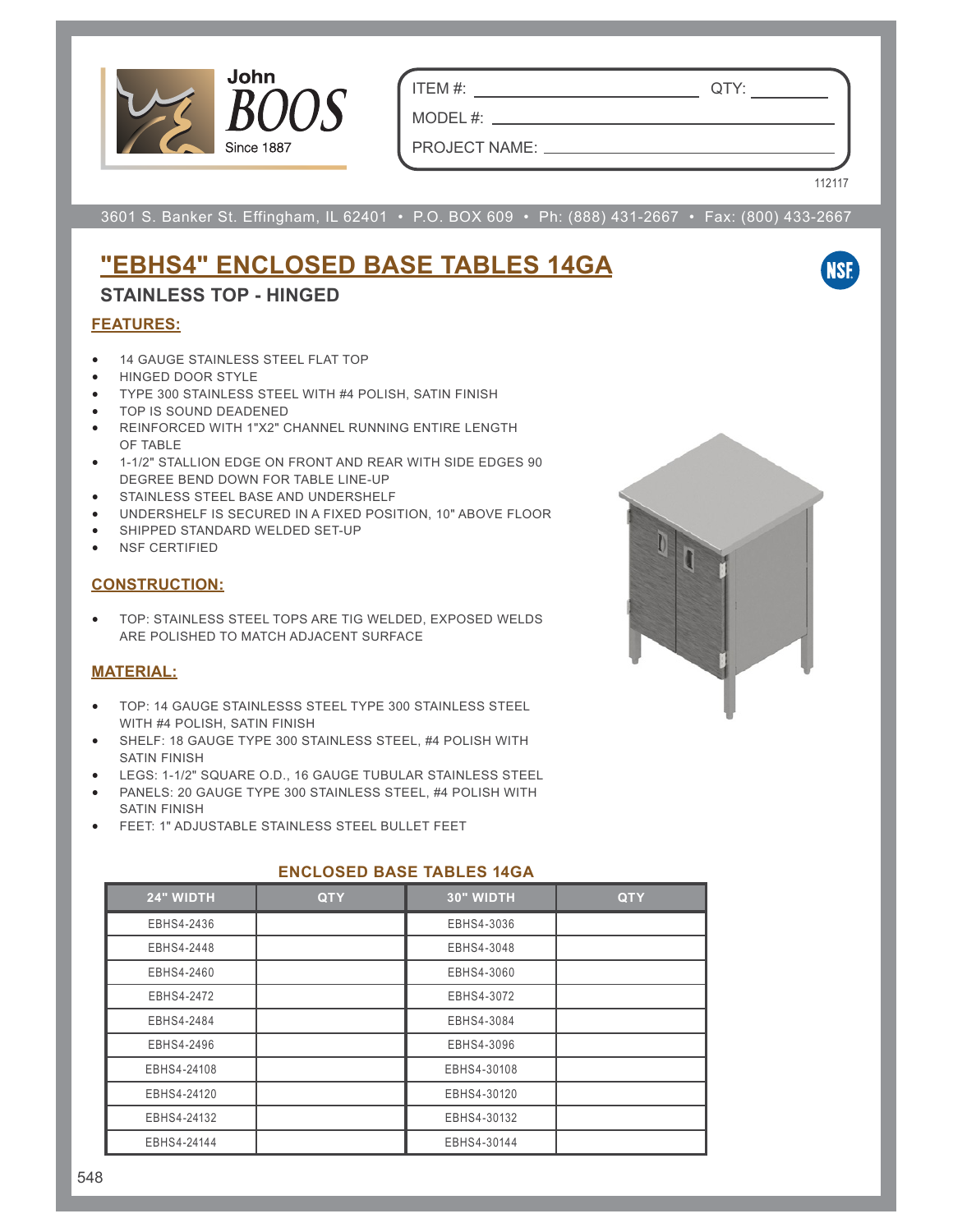John BOOS
Since 1887

ITEM #: ______________________ QTY: __________

MODEL #: ______________________

PROJECT NAME: ______________________

112117

3601 S. Banker St. Effingham, IL 62401 • P.O. BOX 609 • Ph: (888) 431-2667 • Fax: (800) 433-2667

# "EBHS4" ENCLOSED BASE TABLES 14GA

## STAINLESS TOP - HINGED

### FEATURES:

- 14 GAUGE STAINLESS STEEL FLAT TOP
- HINGED DOOR STYLE
- TYPE 300 STAINLESS STEEL WITH #4 POLISH, SATIN FINISH
- TOP IS SOUND DEADENED
- REINFORCED WITH 1"X2" CHANNEL RUNNING ENTIRE LENGTH OF TABLE
- 1-1/2" STALLION EDGE ON FRONT AND REAR WITH SIDE EDGES 90 DEGREE BEND DOWN FOR TABLE LINE-UP
- STAINLESS STEEL BASE AND UNDERSHELF
- UNDERSHELF IS SECURED IN A FIXED POSITION, 10" ABOVE FLOOR
- SHIPPED STANDARD WELDED SET-UP
- NSF CERTIFIED

### CONSTRUCTION:

- TOP: STAINLESS STEEL TOPS ARE TIG WELDED, EXPOSED WELDS ARE POLISHED TO MATCH ADJACENT SURFACE

### MATERIAL:

- TOP: 14 GAUGE STAINLESSS STEEL TYPE 300 STAINLESS STEEL WITH #4 POLISH, SATIN FINISH
- SHELF: 18 GAUGE TYPE 300 STAINLESS STEEL, #4 POLISH WITH SATIN FINISH
- LEGS: 1-1/2" SQUARE O.D., 16 GAUGE TUBULAR STAINLESS STEEL
- PANELS: 20 GAUGE TYPE 300 STAINLESS STEEL, #4 POLISH WITH SATIN FINISH
- FEET: 1" ADJUSTABLE STAINLESS STEEL BULLET FEET

### ENCLOSED BASE TABLES 14GA

| 24" WIDTH | QTY | 30" WIDTH | QTY |
|---|---|---|---|
| EBHS4-2436 | | EBHS4-3036 | |
| EBHS4-2448 | | EBHS4-3048 | |
| EBHS4-2460 | | EBHS4-3060 | |
| EBHS4-2472 | | EBHS4-3072 | |
| EBHS4-2484 | | EBHS4-3084 | |
| EBHS4-2496 | | EBHS4-3096 | |
| EBHS4-24108 | | EBHS4-30108 | |
| EBHS4-24120 | | EBHS4-30120 | |
| EBHS4-24132 | | EBHS4-30132 | |
| EBHS4-24144 | | EBHS4-30144 | |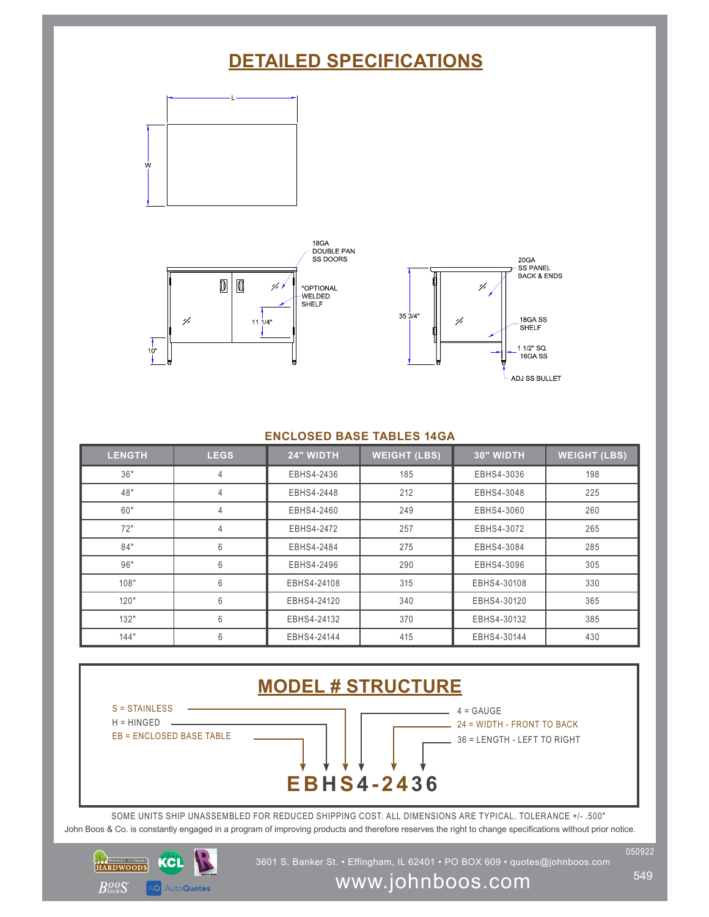# DETAILED SPECIFICATIONS

L

W

18GA
DOUBLE PAN
SS DOORS

*OPTIONAL
WELDED
SHELF

11 1/4"

10"

35 3/4"

20GA
SS PANEL
BACK & ENDS

18GA SS
SHELF

1 1/2" SQ.
16GA SS

ADJ SS BULLET

## ENCLOSED BASE TABLES 14GA

| LENGTH | LEGS | 24" WIDTH | WEIGHT (LBS) | 30" WIDTH | WEIGHT (LBS) |
|---|---|---|---|---|---|
| 36" | 4 | EBHS4-2436 | 185 | EBHS4-3036 | 198 |
| 48" | 4 | EBHS4-2448 | 212 | EBHS4-3048 | 225 |
| 60" | 4 | EBHS4-2460 | 249 | EBHS4-3060 | 260 |
| 72" | 4 | EBHS4-2472 | 257 | EBHS4-3072 | 265 |
| 84" | 6 | EBHS4-2484 | 275 | EBHS4-3084 | 285 |
| 96" | 6 | EBHS4-2496 | 290 | EBHS4-3096 | 305 |
| 108" | 6 | EBHS4-24108 | 315 | EBHS4-30108 | 330 |
| 120" | 6 | EBHS4-24120 | 340 | EBHS4-30120 | 365 |
| 132" | 6 | EBHS4-24132 | 370 | EBHS4-30132 | 385 |
| 144" | 6 | EBHS4-24144 | 415 | EBHS4-30144 | 430 |

## MODEL # STRUCTURE

S = STAINLESS
H = HINGED
EB = ENCLOSED BASE TABLE

4 = GAUGE
24 = WIDTH - FRONT TO BACK
36 = LENGTH - LEFT TO RIGHT

**EBHS4-2436**

SOME UNITS SHIP UNASSEMBLED FOR REDUCED SHIPPING COST. ALL DIMENSIONS ARE TYPICAL. TOLERANCE +/- .500"

John Boos & Co. is constantly engaged in a program of improving products and therefore reserves the right to change specifications without prior notice.

3601 S. Banker St. • Effingham, IL 62401 • PO BOX 609 • quotes@johnboos.com

www.johnboos.com

050922